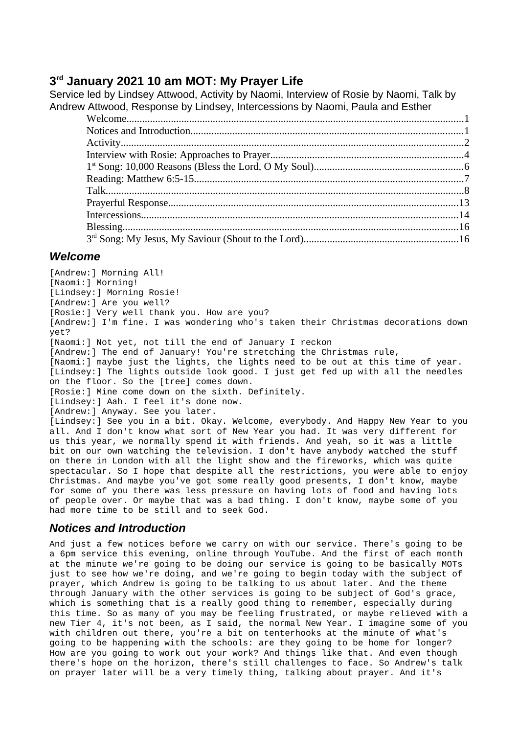## 3rd January 2021 10 am MOT: My Prayer Life

Service led by Lindsey Attwood, Activity by Naomi, Interview of Rosie by Naomi, Talk by Andrew Attwood, Response by Lindsey, Intercessions by Naomi, Paula and Esther

- Welcome....1
- Notices and Introduction....1
- Activity....2
- Interview with Rosie: Approaches to Prayer....4
- 1st Song: 10,000 Reasons (Bless the Lord, O My Soul)....6
- Reading: Matthew 6:5-15....7
- Talk....8
- Prayerful Response....13
- Intercessions....14
- Blessing....16
- 3rd Song: My Jesus, My Saviour (Shout to the Lord)....16

### Welcome

[Andrew:] Morning All!
[Naomi:] Morning!
[Lindsey:] Morning Rosie!
[Andrew:] Are you well?
[Rosie:] Very well thank you. How are you?
[Andrew:] I'm fine. I was wondering who's taken their Christmas decorations down yet?
[Naomi:] Not yet, not till the end of January I reckon
[Andrew:] The end of January! You're stretching the Christmas rule,
[Naomi:] maybe just the lights, the lights need to be out at this time of year.
[Lindsey:] The lights outside look good. I just get fed up with all the needles on the floor. So the [tree] comes down.
[Rosie:] Mine come down on the sixth. Definitely.
[Lindsey:] Aah. I feel it's done now.
[Andrew:] Anyway. See you later.
[Lindsey:] See you in a bit. Okay. Welcome, everybody. And Happy New Year to you all. And I don't know what sort of New Year you had. It was very different for us this year, we normally spend it with friends. And yeah, so it was a little bit on our own watching the television. I don't have anybody watched the stuff on there in London with all the light show and the fireworks, which was quite spectacular. So I hope that despite all the restrictions, you were able to enjoy Christmas. And maybe you've got some really good presents, I don't know, maybe for some of you there was less pressure on having lots of food and having lots of people over. Or maybe that was a bad thing. I don't know, maybe some of you had more time to be still and to seek God.

### Notices and Introduction

And just a few notices before we carry on with our service. There's going to be a 6pm service this evening, online through YouTube. And the first of each month at the minute we're going to be doing our service is going to be basically MOTs just to see how we're doing, and we're going to begin today with the subject of prayer, which Andrew is going to be talking to us about later. And the theme through January with the other services is going to be subject of God's grace, which is something that is a really good thing to remember, especially during this time. So as many of you may be feeling frustrated, or maybe relieved with a new Tier 4, it's not been, as I said, the normal New Year. I imagine some of you with children out there, you're a bit on tenterhooks at the minute of what's going to be happening with the schools: are they going to be home for longer? How are you going to work out your work? And things like that. And even though there's hope on the horizon, there's still challenges to face. So Andrew's talk on prayer later will be a very timely thing, talking about prayer. And it's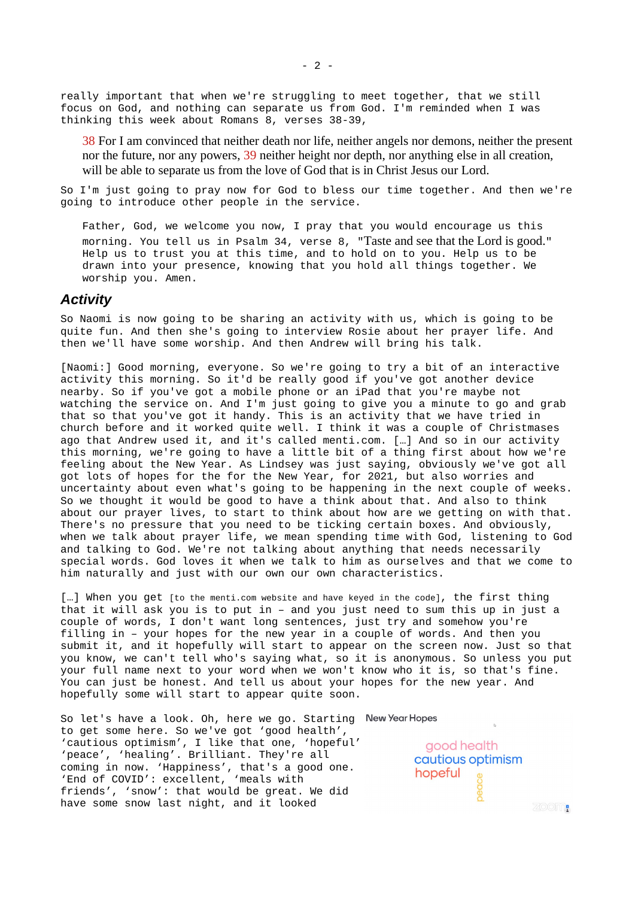really important that when we're struggling to meet together, that we still focus on God, and nothing can separate us from God. I'm reminded when I was thinking this week about Romans 8, verses 38-39,

> 38 For I am convinced that neither death nor life, neither angels nor demons, neither the present nor the future, nor any powers, 39 neither height nor depth, nor anything else in all creation, will be able to separate us from the love of God that is in Christ Jesus our Lord.

So I'm just going to pray now for God to bless our time together. And then we're going to introduce other people in the service.

> Father, God, we welcome you now, I pray that you would encourage us this morning. You tell us in Psalm 34, verse 8, "Taste and see that the Lord is good." Help us to trust you at this time, and to hold on to you. Help us to be drawn into your presence, knowing that you hold all things together. We worship you. Amen.

## *Activity*

So Naomi is now going to be sharing an activity with us, which is going to be quite fun. And then she's going to interview Rosie about her prayer life. And then we'll have some worship. And then Andrew will bring his talk.

[Naomi:] Good morning, everyone. So we're going to try a bit of an interactive activity this morning. So it'd be really good if you've got another device nearby. So if you've got a mobile phone or an iPad that you're maybe not watching the service on. And I'm just going to give you a minute to go and grab that so that you've got it handy. This is an activity that we have tried in church before and it worked quite well. I think it was a couple of Christmases ago that Andrew used it, and it's called menti.com. […] And so in our activity this morning, we're going to have a little bit of a thing first about how we're feeling about the New Year. As Lindsey was just saying, obviously we've got all got lots of hopes for the for the New Year, for 2021, but also worries and uncertainty about even what's going to be happening in the next couple of weeks. So we thought it would be good to have a think about that. And also to think about our prayer lives, to start to think about how are we getting on with that. There's no pressure that you need to be ticking certain boxes. And obviously, when we talk about prayer life, we mean spending time with God, listening to God and talking to God. We're not talking about anything that needs necessarily special words. God loves it when we talk to him as ourselves and that we come to him naturally and just with our own our own characteristics.

[…] When you get [to the menti.com website and have keyed in the code], the first thing that it will ask you is to put in – and you just need to sum this up in just a couple of words, I don't want long sentences, just try and somehow you're filling in – your hopes for the new year in a couple of words. And then you submit it, and it hopefully will start to appear on the screen now. Just so that you know, we can't tell who's saying what, so it is anonymous. So unless you put your full name next to your word when we won't know who it is, so that's fine. You can just be honest. And tell us about your hopes for the new year. And hopefully some will start to appear quite soon.

So let's have a look. Oh, here we go. Starting to get some here. So we've got 'good health', 'cautious optimism', I like that one, 'hopeful' 'peace', 'healing'. Brilliant. They're all coming in now. 'Happiness', that's a good one. 'End of COVID': excellent, 'meals with friends', 'snow': that would be great. We did have some snow last night, and it looked

New Year Hopes

good health
cautious optimism
hopeful
peace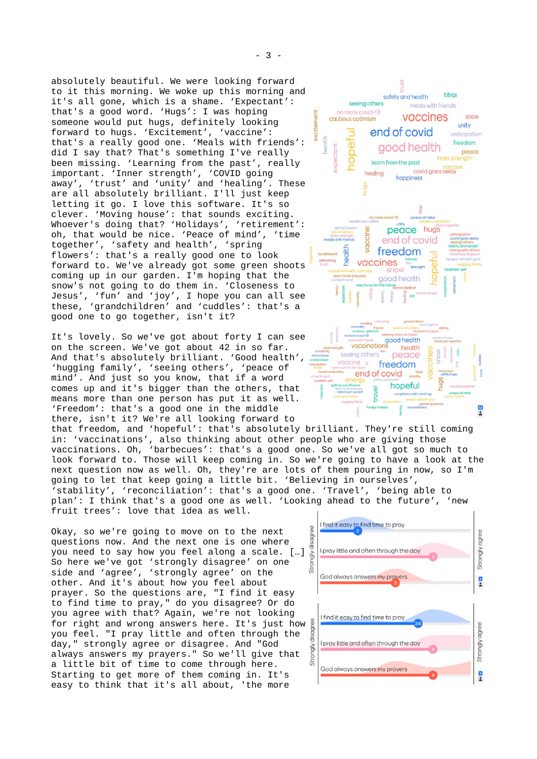absolutely beautiful. We were looking forward to it this morning. We woke up this morning and it's all gone, which is a shame. 'Expectant': that's a good word. 'Hugs': I was hoping someone would put hugs, definitely looking forward to hugs. 'Excitement', 'vaccine': that's a really good one. 'Meals with friends': did I say that? That's something I've really been missing. 'Learning from the past', really important. 'Inner strength', 'COVID going away', 'trust' and 'unity' and 'healing'. These are all absolutely brilliant. I'll just keep letting it go. I love this software. It's so clever. 'Moving house': that sounds exciting. Whoever's doing that? 'Holidays', 'retirement': oh, that would be nice. 'Peace of mind', 'time together', 'safety and health', 'spring flowers': that's a really good one to look forward to. We've already got some green shoots coming up in our garden. I'm hoping that the snow's not going to do them in. 'Closeness to Jesus', 'fun' and 'joy', I hope you can all see these, 'grandchildren' and 'cuddles': that's a good one to go together, isn't it?

It's lovely. So we've got about forty I can see on the screen. We've got about 42 in so far. And that's absolutely brilliant. 'Good health', 'hugging family', 'seeing others', 'peace of mind'. And just so you know, that if a word comes up and it's bigger than the others, that means more than one person has put it as well. 'Freedom': that's a good one in the middle there, isn't it? We're all looking forward to that freedom, and 'hopeful': that's absolutely brilliant. They're still coming in: 'vaccinations', also thinking about other people who are giving those vaccinations. Oh, 'barbecues': that's a good one. So we've all got so much to look forward to. Those will keep coming in. So we're going to have a look at the next question now as well. Oh, they're are lots of them pouring in now, so I'm going to let that keep going a little bit. 'Believing in ourselves', 'stability', 'reconciliation': that's a good one. 'Travel', 'being able to plan': I think that's a good one as well. 'Looking ahead to the future', 'new fruit trees': love that idea as well.

Okay, so we're going to move on to the next questions now. And the next one is one where you need to say how you feel along a scale. […] So here we've got 'strongly disagree' on one side and 'agree', 'strongly agree' on the other. And it's about how you feel about prayer. So the questions are, "I find it easy to find time to pray," do you disagree? Or do you agree with that? Again, we're not looking for right and wrong answers here. It's just how you feel. "I pray little and often through the day," strongly agree or disagree. And "God always answers my prayers." So we'll give that a little bit of time to come through here. Starting to get more of them coming in. It's easy to think that it's all about, 'the more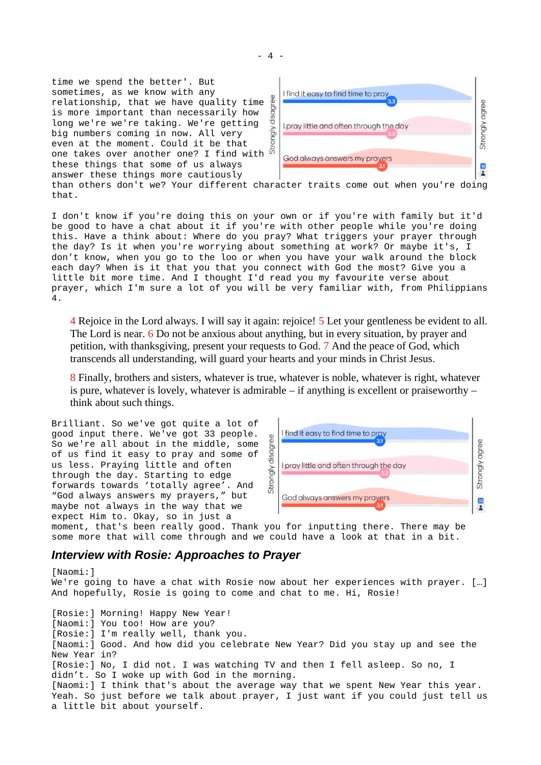time we spend the better'. But sometimes, as we know with any relationship, that we have quality time is more important than necessarily how long we're we're taking. We're getting big numbers coming in now. All very even at the moment. Could it be that one takes over another one? I find with these things that some of us always answer these things more cautiously than others don't we? Your different character traits come out when you're doing that.

| Strongly disagree | | Strongly agree |
|---|---|---|
| | I find it easy to find time to pray | 3.3 |
| | I pray little and often through the day | 3.3 |
| | God always answers my prayers | 3.1 |

I don't know if you're doing this on your own or if you're with family but it'd be good to have a chat about it if you're with other people while you're doing this. Have a think about: Where do you pray? What triggers your prayer through the day? Is it when you're worrying about something at work? Or maybe it's, I don't know, when you go to the loo or when you have your walk around the block each day? When is it that you that you connect with God the most? Give you a little bit more time. And I thought I'd read you my favourite verse about prayer, which I'm sure a lot of you will be very familiar with, from Philippians 4.

> 4 Rejoice in the Lord always. I will say it again: rejoice! 5 Let your gentleness be evident to all. The Lord is near. 6 Do not be anxious about anything, but in every situation, by prayer and petition, with thanksgiving, present your requests to God. 7 And the peace of God, which transcends all understanding, will guard your hearts and your minds in Christ Jesus.
>
> 8 Finally, brothers and sisters, whatever is true, whatever is noble, whatever is right, whatever is pure, whatever is lovely, whatever is admirable – if anything is excellent or praiseworthy – think about such things.

Brilliant. So we've got quite a lot of good input there. We've got 33 people. So we're all about in the middle, some of us find it easy to pray and some of us less. Praying little and often through the day. Starting to edge forwards towards 'totally agree'. And "God always answers my prayers," but maybe not always in the way that we expect Him to. Okay, so in just a moment, that's been really good. Thank you for inputting there. There may be some more that will come through and we could have a look at that in a bit.

| Strongly disagree | | Strongly agree |
|---|---|---|
| | I find it easy to find time to pray | 3.1 |
| | I pray little and often through the day | 3.2 |
| | God always answers my prayers | 3.1 |

### *Interview with Rosie: Approaches to Prayer*

[Naomi:]
We're going to have a chat with Rosie now about her experiences with prayer. […] And hopefully, Rosie is going to come and chat to me. Hi, Rosie!

[Rosie:] Morning! Happy New Year!
[Naomi:] You too! How are you?
[Rosie:] I'm really well, thank you.
[Naomi:] Good. And how did you celebrate New Year? Did you stay up and see the New Year in?
[Rosie:] No, I did not. I was watching TV and then I fell asleep. So no, I didn't. So I woke up with God in the morning.
[Naomi:] I think that's about the average way that we spent New Year this year. Yeah. So just before we talk about prayer, I just want if you could just tell us a little bit about yourself.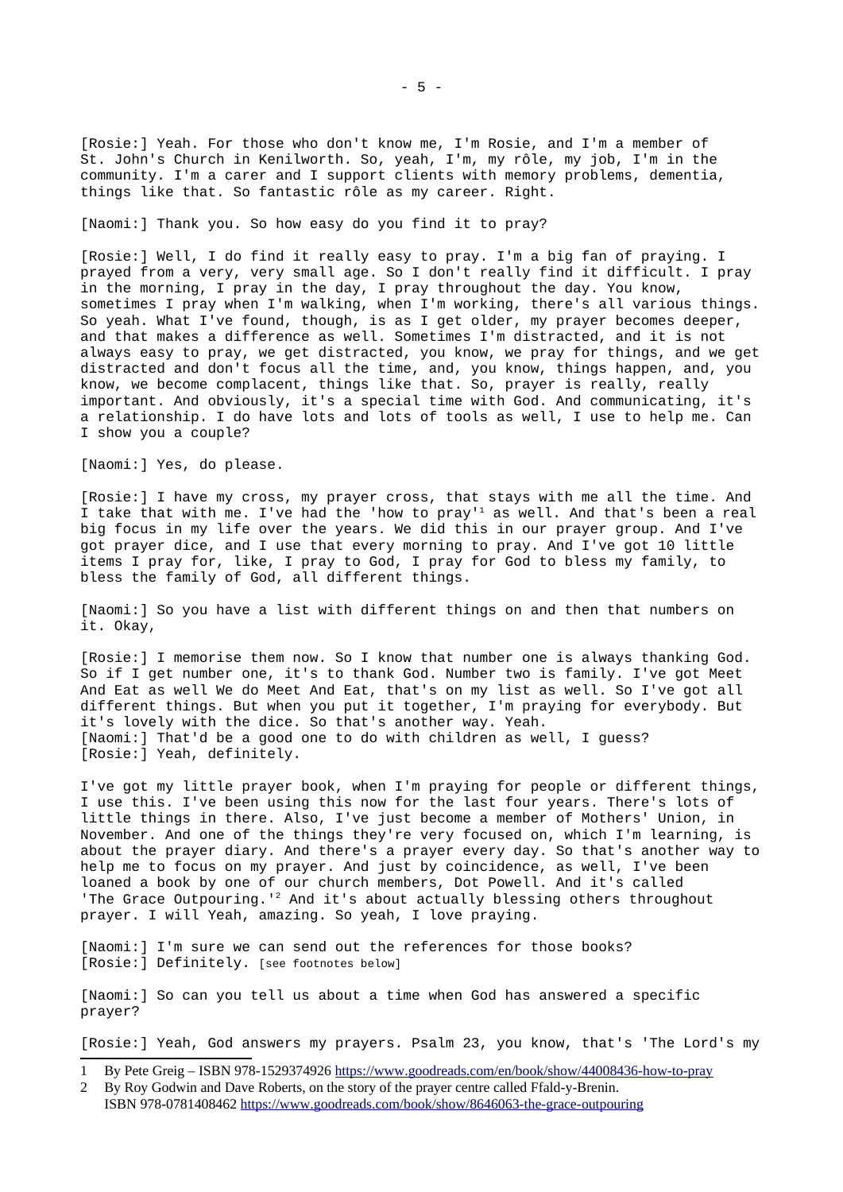[Rosie:] Yeah. For those who don't know me, I'm Rosie, and I'm a member of St. John's Church in Kenilworth. So, yeah, I'm, my rôle, my job, I'm in the community. I'm a carer and I support clients with memory problems, dementia, things like that. So fantastic rôle as my career. Right.

[Naomi:] Thank you. So how easy do you find it to pray?

[Rosie:] Well, I do find it really easy to pray. I'm a big fan of praying. I prayed from a very, very small age. So I don't really find it difficult. I pray in the morning, I pray in the day, I pray throughout the day. You know, sometimes I pray when I'm walking, when I'm working, there's all various things. So yeah. What I've found, though, is as I get older, my prayer becomes deeper, and that makes a difference as well. Sometimes I'm distracted, and it is not always easy to pray, we get distracted, you know, we pray for things, and we get distracted and don't focus all the time, and, you know, things happen, and, you know, we become complacent, things like that. So, prayer is really, really important. And obviously, it's a special time with God. And communicating, it's a relationship. I do have lots and lots of tools as well, I use to help me. Can I show you a couple?

[Naomi:] Yes, do please.

[Rosie:] I have my cross, my prayer cross, that stays with me all the time. And I take that with me. I've had the 'how to pray'[1] as well. And that's been a real big focus in my life over the years. We did this in our prayer group. And I've got prayer dice, and I use that every morning to pray. And I've got 10 little items I pray for, like, I pray to God, I pray for God to bless my family, to bless the family of God, all different things.

[Naomi:] So you have a list with different things on and then that numbers on it. Okay,

[Rosie:] I memorise them now. So I know that number one is always thanking God. So if I get number one, it's to thank God. Number two is family. I've got Meet And Eat as well We do Meet And Eat, that's on my list as well. So I've got all different things. But when you put it together, I'm praying for everybody. But it's lovely with the dice. So that's another way. Yeah.
[Naomi:] That'd be a good one to do with children as well, I guess?
[Rosie:] Yeah, definitely.

I've got my little prayer book, when I'm praying for people or different things, I use this. I've been using this now for the last four years. There's lots of little things in there. Also, I've just become a member of Mothers' Union, in November. And one of the things they're very focused on, which I'm learning, is about the prayer diary. And there's a prayer every day. So that's another way to help me to focus on my prayer. And just by coincidence, as well, I've been loaned a book by one of our church members, Dot Powell. And it's called 'The Grace Outpouring.'[2] And it's about actually blessing others throughout prayer. I will Yeah, amazing. So yeah, I love praying.

[Naomi:] I'm sure we can send out the references for those books?
[Rosie:] Definitely. [see footnotes below]

[Naomi:] So can you tell us about a time when God has answered a specific prayer?

[Rosie:] Yeah, God answers my prayers. Psalm 23, you know, that's 'The Lord's my

---

1 By Pete Greig – ISBN 978-1529374926 https://www.goodreads.com/en/book/show/44008436-how-to-pray

2 By Roy Godwin and Dave Roberts, on the story of the prayer centre called Ffald-y-Brenin. ISBN 978-0781408462 https://www.goodreads.com/book/show/8646063-the-grace-outpouring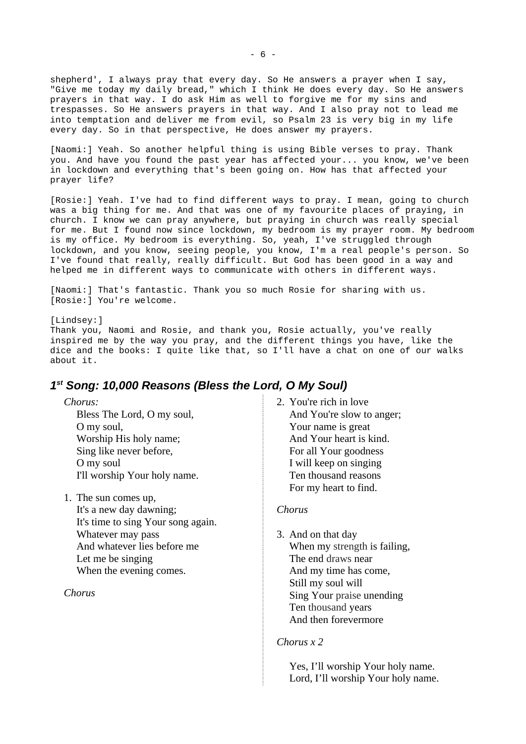shepherd', I always pray that every day. So He answers a prayer when I say, "Give me today my daily bread," which I think He does every day. So He answers prayers in that way. I do ask Him as well to forgive me for my sins and trespasses. So He answers prayers in that way. And I also pray not to lead me into temptation and deliver me from evil, so Psalm 23 is very big in my life every day. So in that perspective, He does answer my prayers.

[Naomi:] Yeah. So another helpful thing is using Bible verses to pray. Thank you. And have you found the past year has affected your... you know, we've been in lockdown and everything that's been going on. How has that affected your prayer life?

[Rosie:] Yeah. I've had to find different ways to pray. I mean, going to church was a big thing for me. And that was one of my favourite places of praying, in church. I know we can pray anywhere, but praying in church was really special for me. But I found now since lockdown, my bedroom is my prayer room. My bedroom is my office. My bedroom is everything. So, yeah, I've struggled through lockdown, and you know, seeing people, you know, I'm a real people's person. So I've found that really, really difficult. But God has been good in a way and helped me in different ways to communicate with others in different ways.

[Naomi:] That's fantastic. Thank you so much Rosie for sharing with us.
[Rosie:] You're welcome.

[Lindsey:]
Thank you, Naomi and Rosie, and thank you, Rosie actually, you've really inspired me by the way you pray, and the different things you have, like the dice and the books: I quite like that, so I'll have a chat on one of our walks about it.

## *1st Song: 10,000 Reasons (Bless the Lord, O My Soul)*

*Chorus:*
Bless The Lord, O my soul,
O my soul,
Worship His holy name;
Sing like never before,
O my soul
I'll worship Your holy name.

1. The sun comes up,
It's a new day dawning;
It's time to sing Your song again.
Whatever may pass
And whatever lies before me
Let me be singing
When the evening comes.

*Chorus*

2. You're rich in love
And You're slow to anger;
Your name is great
And Your heart is kind.
For all Your goodness
I will keep on singing
Ten thousand reasons
For my heart to find.

*Chorus*

3. And on that day
When my strength is failing,
The end draws near
And my time has come,
Still my soul will
Sing Your praise unending
Ten thousand years
And then forevermore

*Chorus x 2*

Yes, I'll worship Your holy name.
Lord, I'll worship Your holy name.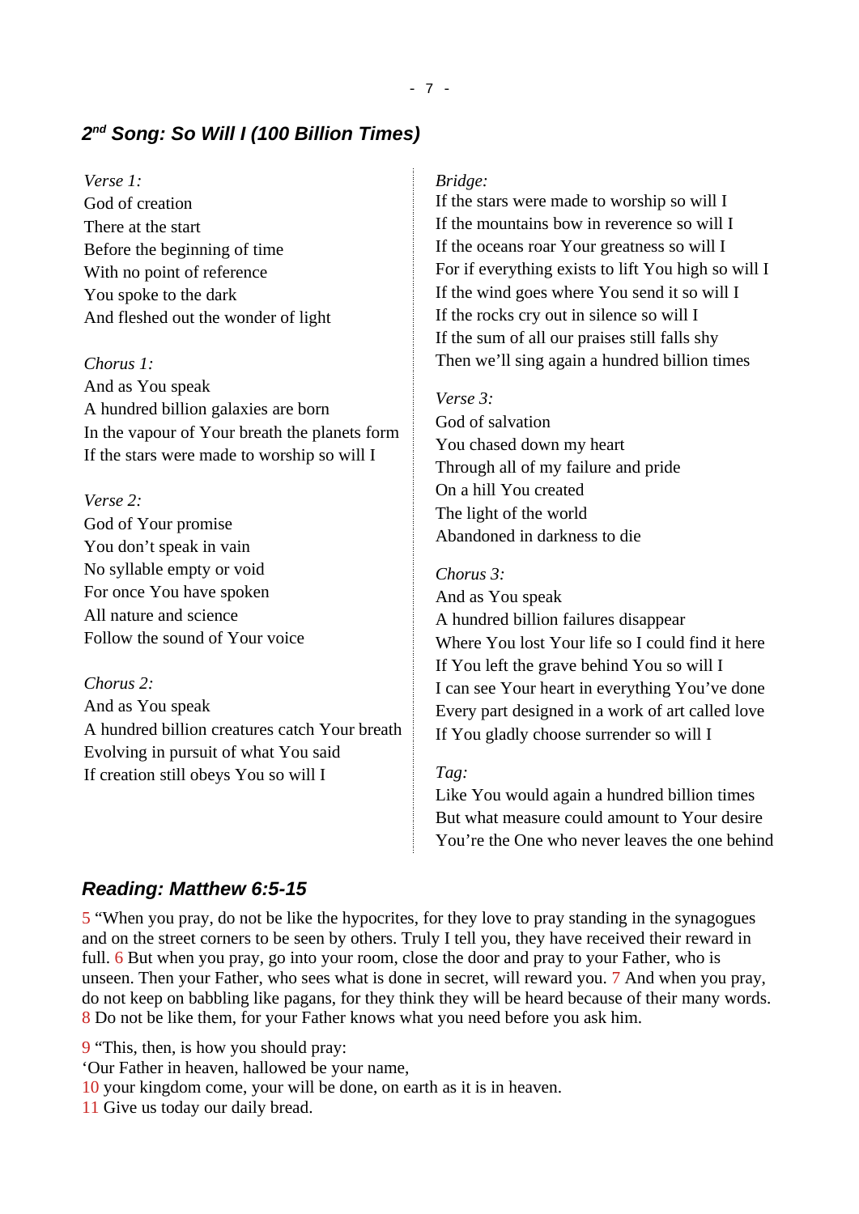## 2nd Song: So Will I (100 Billion Times)

*Verse 1:*
God of creation
There at the start
Before the beginning of time
With no point of reference
You spoke to the dark
And fleshed out the wonder of light

*Chorus 1:*
And as You speak
A hundred billion galaxies are born
In the vapour of Your breath the planets form
If the stars were made to worship so will I

*Verse 2:*
God of Your promise
You don't speak in vain
No syllable empty or void
For once You have spoken
All nature and science
Follow the sound of Your voice

*Chorus 2:*
And as You speak
A hundred billion creatures catch Your breath
Evolving in pursuit of what You said
If creation still obeys You so will I

*Bridge:*
If the stars were made to worship so will I
If the mountains bow in reverence so will I
If the oceans roar Your greatness so will I
For if everything exists to lift You high so will I
If the wind goes where You send it so will I
If the rocks cry out in silence so will I
If the sum of all our praises still falls shy
Then we'll sing again a hundred billion times

*Verse 3:*
God of salvation
You chased down my heart
Through all of my failure and pride
On a hill You created
The light of the world
Abandoned in darkness to die

*Chorus 3:*
And as You speak
A hundred billion failures disappear
Where You lost Your life so I could find it here
If You left the grave behind You so will I
I can see Your heart in everything You've done
Every part designed in a work of art called love
If You gladly choose surrender so will I

*Tag:*
Like You would again a hundred billion times
But what measure could amount to Your desire
You're the One who never leaves the one behind

## Reading: Matthew 6:5-15

5 "When you pray, do not be like the hypocrites, for they love to pray standing in the synagogues and on the street corners to be seen by others. Truly I tell you, they have received their reward in full. 6 But when you pray, go into your room, close the door and pray to your Father, who is unseen. Then your Father, who sees what is done in secret, will reward you. 7 And when you pray, do not keep on babbling like pagans, for they think they will be heard because of their many words. 8 Do not be like them, for your Father knows what you need before you ask him.

9 "This, then, is how you should pray:
'Our Father in heaven, hallowed be your name,
10 your kingdom come, your will be done, on earth as it is in heaven.
11 Give us today our daily bread.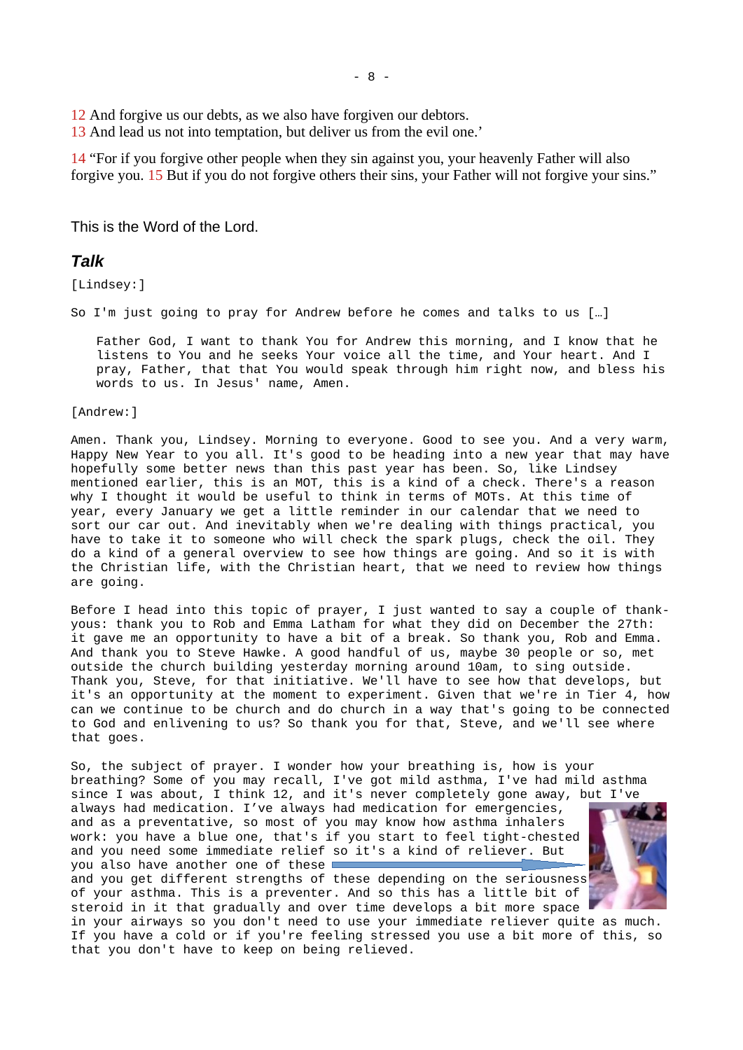12 And forgive us our debts, as we also have forgiven our debtors.
13 And lead us not into temptation, but deliver us from the evil one.'

14 "For if you forgive other people when they sin against you, your heavenly Father will also forgive you. 15 But if you do not forgive others their sins, your Father will not forgive your sins."

This is the Word of the Lord.

## *Talk*

[Lindsey:]

So I'm just going to pray for Andrew before he comes and talks to us […]

> Father God, I want to thank You for Andrew this morning, and I know that he listens to You and he seeks Your voice all the time, and Your heart. And I pray, Father, that that You would speak through him right now, and bless his words to us. In Jesus' name, Amen.

[Andrew:]

Amen. Thank you, Lindsey. Morning to everyone. Good to see you. And a very warm, Happy New Year to you all. It's good to be heading into a new year that may have hopefully some better news than this past year has been. So, like Lindsey mentioned earlier, this is an MOT, this is a kind of a check. There's a reason why I thought it would be useful to think in terms of MOTs. At this time of year, every January we get a little reminder in our calendar that we need to sort our car out. And inevitably when we're dealing with things practical, you have to take it to someone who will check the spark plugs, check the oil. They do a kind of a general overview to see how things are going. And so it is with the Christian life, with the Christian heart, that we need to review how things are going.

Before I head into this topic of prayer, I just wanted to say a couple of thank-yous: thank you to Rob and Emma Latham for what they did on December the 27th: it gave me an opportunity to have a bit of a break. So thank you, Rob and Emma. And thank you to Steve Hawke. A good handful of us, maybe 30 people or so, met outside the church building yesterday morning around 10am, to sing outside. Thank you, Steve, for that initiative. We'll have to see how that develops, but it's an opportunity at the moment to experiment. Given that we're in Tier 4, how can we continue to be church and do church in a way that's going to be connected to God and enlivening to us? So thank you for that, Steve, and we'll see where that goes.

So, the subject of prayer. I wonder how your breathing is, how is your breathing? Some of you may recall, I've got mild asthma, I've had mild asthma since I was about, I think 12, and it's never completely gone away, but I've always had medication. I've always had medication for emergencies, and as a preventative, so most of you may know how asthma inhalers work: you have a blue one, that's if you start to feel tight-chested and you need some immediate relief so it's a kind of reliever. But you also have another one of these and you get different strengths of these depending on the seriousness of your asthma. This is a preventer. And so this has a little bit of steroid in it that gradually and over time develops a bit more space in your airways so you don't need to use your immediate reliever quite as much. If you have a cold or if you're feeling stressed you use a bit more of this, so that you don't have to keep on being relieved.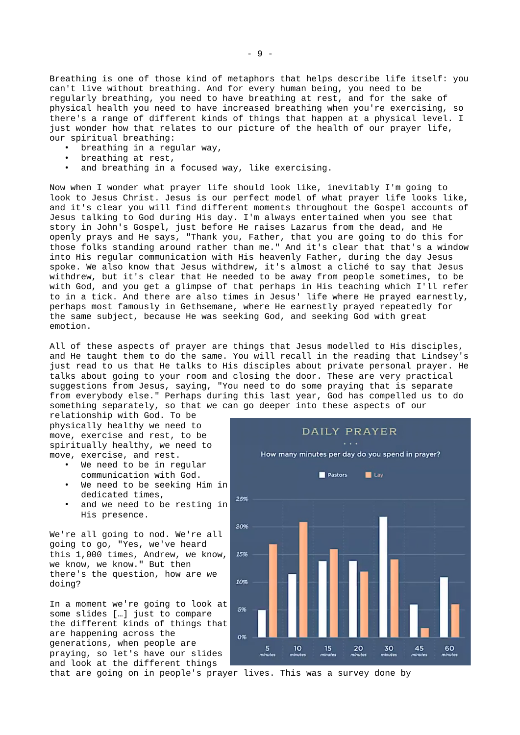Breathing is one of those kind of metaphors that helps describe life itself: you can't live without breathing. And for every human being, you need to be regularly breathing, you need to have breathing at rest, and for the sake of physical health you need to have increased breathing when you're exercising, so there's a range of different kinds of things that happen at a physical level. I just wonder how that relates to our picture of the health of our prayer life, our spiritual breathing:

- breathing in a regular way,
- breathing at rest,
- and breathing in a focused way, like exercising.

Now when I wonder what prayer life should look like, inevitably I'm going to look to Jesus Christ. Jesus is our perfect model of what prayer life looks like, and it's clear you will find different moments throughout the Gospel accounts of Jesus talking to God during His day. I'm always entertained when you see that story in John's Gospel, just before He raises Lazarus from the dead, and He openly prays and He says, "Thank you, Father, that you are going to do this for those folks standing around rather than me." And it's clear that that's a window into His regular communication with His heavenly Father, during the day Jesus spoke. We also know that Jesus withdrew, it's almost a cliché to say that Jesus withdrew, but it's clear that He needed to be away from people sometimes, to be with God, and you get a glimpse of that perhaps in His teaching which I'll refer to in a tick. And there are also times in Jesus' life where He prayed earnestly, perhaps most famously in Gethsemane, where He earnestly prayed repeatedly for the same subject, because He was seeking God, and seeking God with great emotion.

All of these aspects of prayer are things that Jesus modelled to His disciples, and He taught them to do the same. You will recall in the reading that Lindsey's just read to us that He talks to His disciples about private personal prayer. He talks about going to your room and closing the door. These are very practical suggestions from Jesus, saying, "You need to do some praying that is separate from everybody else." Perhaps during this last year, God has compelled us to do something separately, so that we can go deeper into these aspects of our relationship with God. To be physically healthy we need to move, exercise and rest, to be spiritually healthy, we need to move, exercise, and rest.

- We need to be in regular communication with God.
- We need to be seeking Him in dedicated times,
- and we need to be resting in His presence.

We're all going to nod. We're all going to go, "Yes, we've heard this 1,000 times, Andrew, we know, we know, we know." But then there's the question, how are we doing?

In a moment we're going to look at some slides […] just to compare the different kinds of things that are happening across the generations, when people are praying, so let's have our slides and look at the different things that are going on in people's prayer lives. This was a survey done by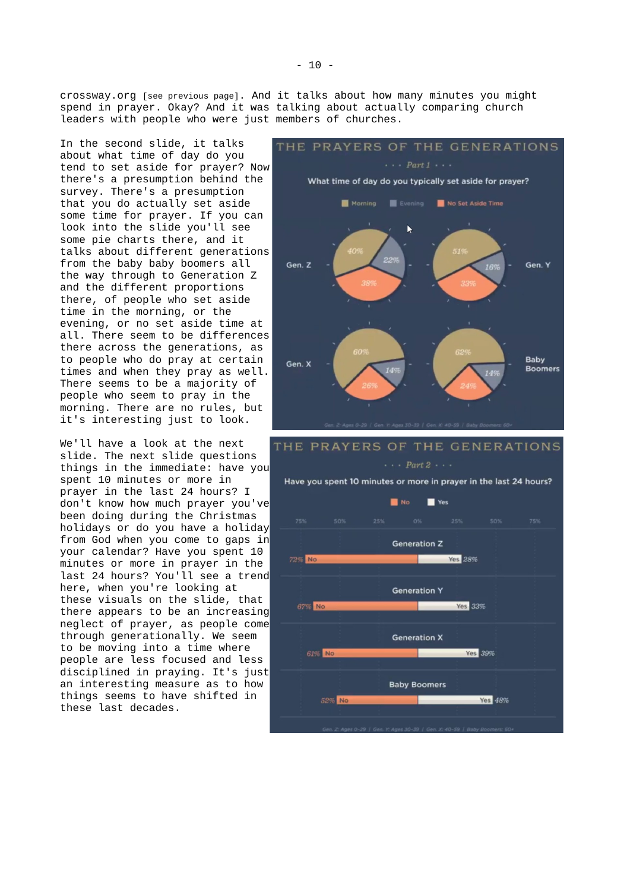crossway.org [see previous page]. And it talks about how many minutes you might spend in prayer. Okay? And it was talking about actually comparing church leaders with people who were just members of churches.

In the second slide, it talks about what time of day do you tend to set aside for prayer? Now there's a presumption behind the survey. There's a presumption that you do actually set aside some time for prayer. If you can look into the slide you'll see some pie charts there, and it talks about different generations from the baby baby boomers all the way through to Generation Z and the different proportions there, of people who set aside time in the morning, or the evening, or no set aside time at all. There seem to be differences there across the generations, as to people who do pray at certain times and when they pray as well. There seems to be a majority of people who seem to pray in the morning. There are no rules, but it's interesting just to look.

We'll have a look at the next slide. The next slide questions things in the immediate: have you spent 10 minutes or more in prayer in the last 24 hours? I don't know how much prayer you've been doing during the Christmas holidays or do you have a holiday from God when you come to gaps in your calendar? Have you spent 10 minutes or more in prayer in the last 24 hours? You'll see a trend here, when you're looking at these visuals on the slide, that there appears to be an increasing neglect of prayer, as people come through generationally. We seem to be moving into a time where people are less focused and less disciplined in praying. It's just an interesting measure as to how things seems to have shifted in these last decades.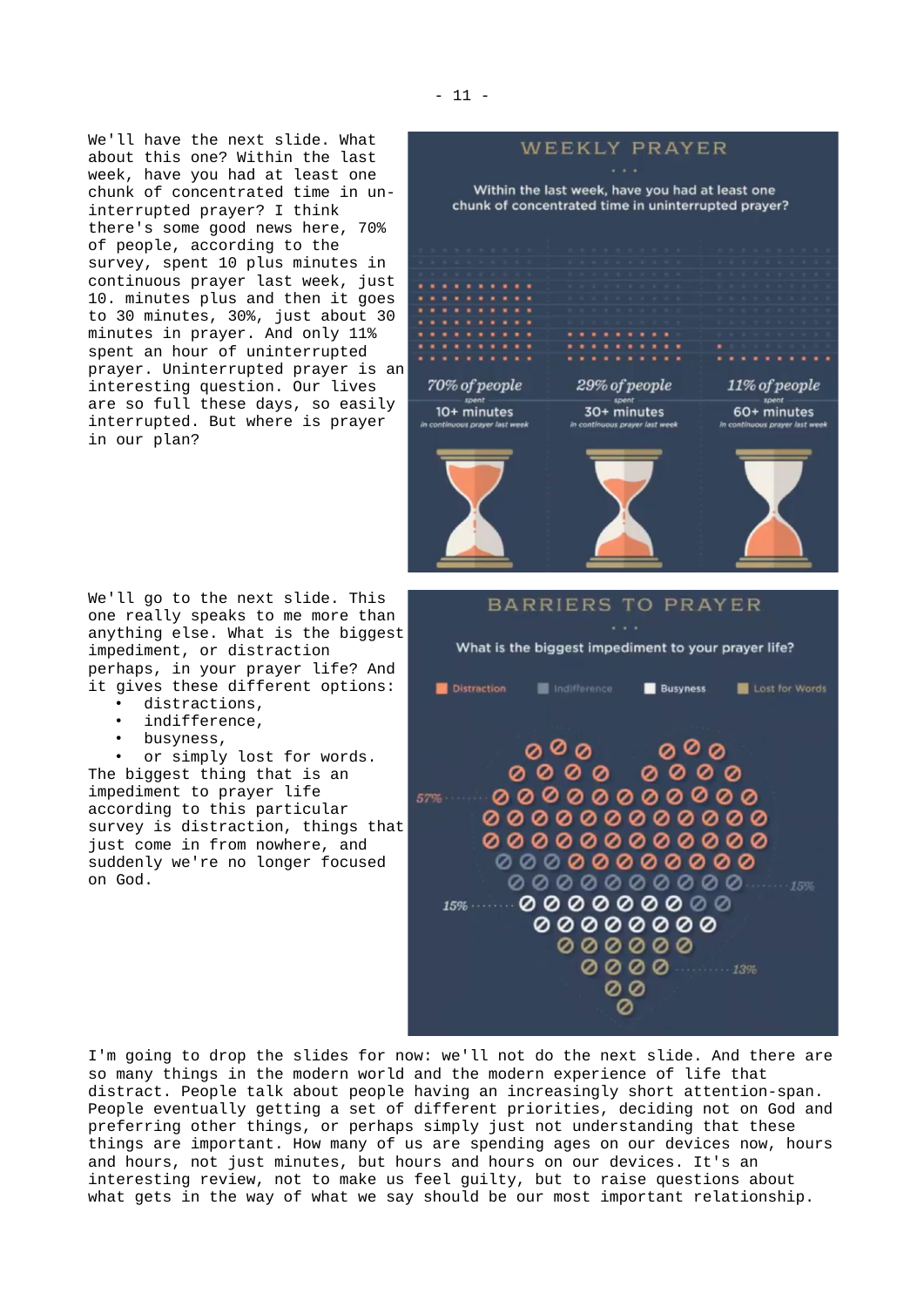We'll have the next slide. What about this one? Within the last week, have you had at least one chunk of concentrated time in un-interrupted prayer? I think there's some good news here, 70% of people, according to the survey, spent 10 plus minutes in continuous prayer last week, just 10. minutes plus and then it goes to 30 minutes, 30%, just about 30 minutes in prayer. And only 11% spent an hour of uninterrupted prayer. Uninterrupted prayer is an interesting question. Our lives are so full these days, so easily interrupted. But where is prayer in our plan?

We'll go to the next slide. This one really speaks to me more than anything else. What is the biggest impediment, or distraction perhaps, in your prayer life? And it gives these different options:

- distractions,
- indifference,
- busyness,
- or simply lost for words.

The biggest thing that is an impediment to prayer life according to this particular survey is distraction, things that just come in from nowhere, and suddenly we're no longer focused on God.

I'm going to drop the slides for now: we'll not do the next slide. And there are so many things in the modern world and the modern experience of life that distract. People talk about people having an increasingly short attention-span. People eventually getting a set of different priorities, deciding not on God and preferring other things, or perhaps simply just not understanding that these things are important. How many of us are spending ages on our devices now, hours and hours, not just minutes, but hours and hours on our devices. It's an interesting review, not to make us feel guilty, but to raise questions about what gets in the way of what we say should be our most important relationship.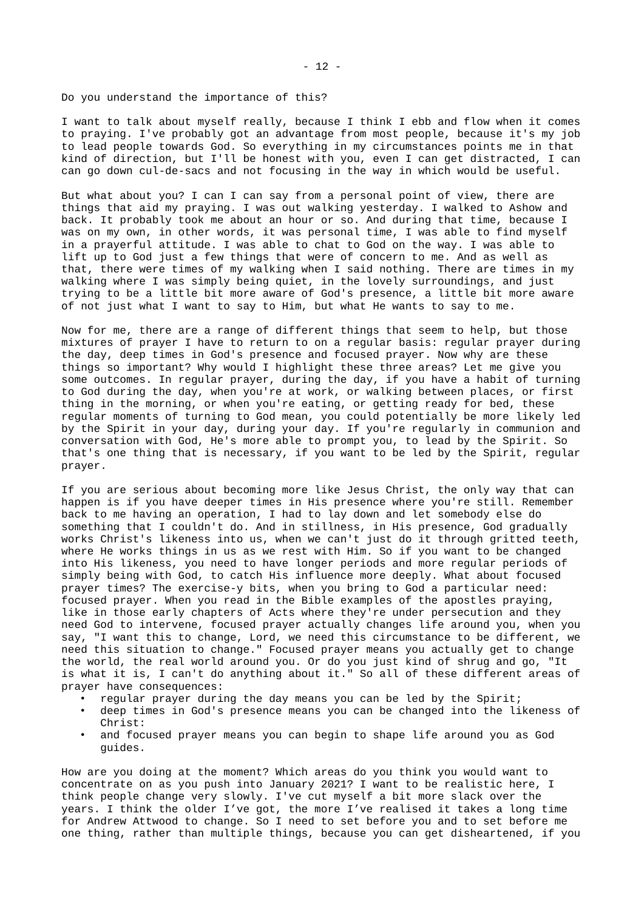Do you understand the importance of this?

I want to talk about myself really, because I think I ebb and flow when it comes to praying. I've probably got an advantage from most people, because it's my job to lead people towards God. So everything in my circumstances points me in that kind of direction, but I'll be honest with you, even I can get distracted, I can can go down cul-de-sacs and not focusing in the way in which would be useful.

But what about you? I can I can say from a personal point of view, there are things that aid my praying. I was out walking yesterday. I walked to Ashow and back. It probably took me about an hour or so. And during that time, because I was on my own, in other words, it was personal time, I was able to find myself in a prayerful attitude. I was able to chat to God on the way. I was able to lift up to God just a few things that were of concern to me. And as well as that, there were times of my walking when I said nothing. There are times in my walking where I was simply being quiet, in the lovely surroundings, and just trying to be a little bit more aware of God's presence, a little bit more aware of not just what I want to say to Him, but what He wants to say to me.

Now for me, there are a range of different things that seem to help, but those mixtures of prayer I have to return to on a regular basis: regular prayer during the day, deep times in God's presence and focused prayer. Now why are these things so important? Why would I highlight these three areas? Let me give you some outcomes. In regular prayer, during the day, if you have a habit of turning to God during the day, when you're at work, or walking between places, or first thing in the morning, or when you're eating, or getting ready for bed, these regular moments of turning to God mean, you could potentially be more likely led by the Spirit in your day, during your day. If you're regularly in communion and conversation with God, He's more able to prompt you, to lead by the Spirit. So that's one thing that is necessary, if you want to be led by the Spirit, regular prayer.

If you are serious about becoming more like Jesus Christ, the only way that can happen is if you have deeper times in His presence where you're still. Remember back to me having an operation, I had to lay down and let somebody else do something that I couldn't do. And in stillness, in His presence, God gradually works Christ's likeness into us, when we can't just do it through gritted teeth, where He works things in us as we rest with Him. So if you want to be changed into His likeness, you need to have longer periods and more regular periods of simply being with God, to catch His influence more deeply. What about focused prayer times? The exercise-y bits, when you bring to God a particular need: focused prayer. When you read in the Bible examples of the apostles praying, like in those early chapters of Acts where they're under persecution and they need God to intervene, focused prayer actually changes life around you, when you say, "I want this to change, Lord, we need this circumstance to be different, we need this situation to change." Focused prayer means you actually get to change the world, the real world around you. Or do you just kind of shrug and go, "It is what it is, I can't do anything about it." So all of these different areas of prayer have consequences:

- regular prayer during the day means you can be led by the Spirit;
- deep times in God's presence means you can be changed into the likeness of Christ:
- and focused prayer means you can begin to shape life around you as God guides.

How are you doing at the moment? Which areas do you think you would want to concentrate on as you push into January 2021? I want to be realistic here, I think people change very slowly. I've cut myself a bit more slack over the years. I think the older I've got, the more I've realised it takes a long time for Andrew Attwood to change. So I need to set before you and to set before me one thing, rather than multiple things, because you can get disheartened, if you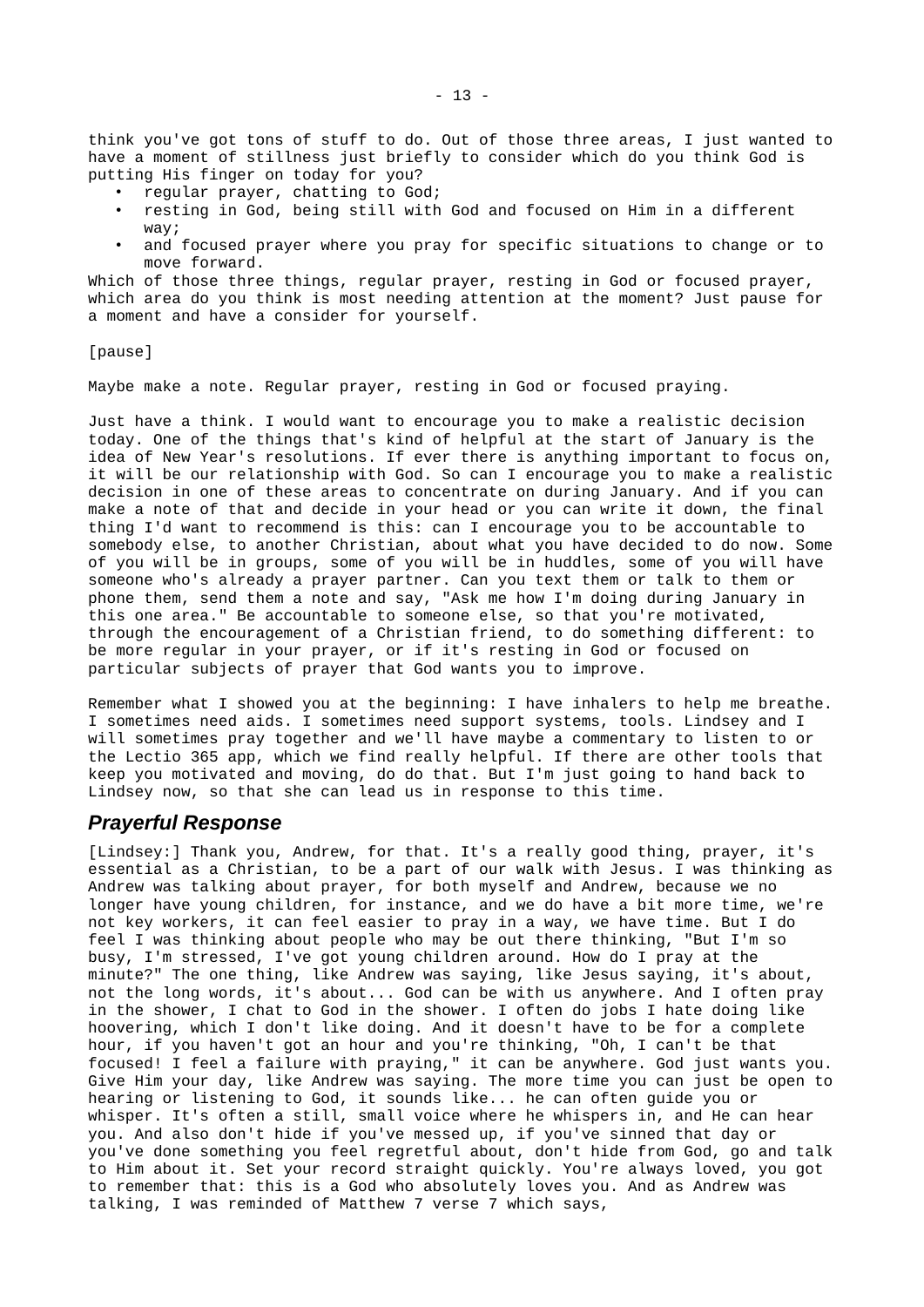think you've got tons of stuff to do. Out of those three areas, I just wanted to have a moment of stillness just briefly to consider which do you think God is putting His finger on today for you?

- regular prayer, chatting to God;
- resting in God, being still with God and focused on Him in a different way;
- and focused prayer where you pray for specific situations to change or to move forward.

Which of those three things, regular prayer, resting in God or focused prayer, which area do you think is most needing attention at the moment? Just pause for a moment and have a consider for yourself.

[pause]

Maybe make a note. Regular prayer, resting in God or focused praying.

Just have a think. I would want to encourage you to make a realistic decision today. One of the things that's kind of helpful at the start of January is the idea of New Year's resolutions. If ever there is anything important to focus on, it will be our relationship with God. So can I encourage you to make a realistic decision in one of these areas to concentrate on during January. And if you can make a note of that and decide in your head or you can write it down, the final thing I'd want to recommend is this: can I encourage you to be accountable to somebody else, to another Christian, about what you have decided to do now. Some of you will be in groups, some of you will be in huddles, some of you will have someone who's already a prayer partner. Can you text them or talk to them or phone them, send them a note and say, "Ask me how I'm doing during January in this one area." Be accountable to someone else, so that you're motivated, through the encouragement of a Christian friend, to do something different: to be more regular in your prayer, or if it's resting in God or focused on particular subjects of prayer that God wants you to improve.

Remember what I showed you at the beginning: I have inhalers to help me breathe. I sometimes need aids. I sometimes need support systems, tools. Lindsey and I will sometimes pray together and we'll have maybe a commentary to listen to or the Lectio 365 app, which we find really helpful. If there are other tools that keep you motivated and moving, do do that. But I'm just going to hand back to Lindsey now, so that she can lead us in response to this time.

## Prayerful Response

[Lindsey:] Thank you, Andrew, for that. It's a really good thing, prayer, it's essential as a Christian, to be a part of our walk with Jesus. I was thinking as Andrew was talking about prayer, for both myself and Andrew, because we no longer have young children, for instance, and we do have a bit more time, we're not key workers, it can feel easier to pray in a way, we have time. But I do feel I was thinking about people who may be out there thinking, "But I'm so busy, I'm stressed, I've got young children around. How do I pray at the minute?" The one thing, like Andrew was saying, like Jesus saying, it's about, not the long words, it's about... God can be with us anywhere. And I often pray in the shower, I chat to God in the shower. I often do jobs I hate doing like hoovering, which I don't like doing. And it doesn't have to be for a complete hour, if you haven't got an hour and you're thinking, "Oh, I can't be that focused! I feel a failure with praying," it can be anywhere. God just wants you. Give Him your day, like Andrew was saying. The more time you can just be open to hearing or listening to God, it sounds like... he can often guide you or whisper. It's often a still, small voice where he whispers in, and He can hear you. And also don't hide if you've messed up, if you've sinned that day or you've done something you feel regretful about, don't hide from God, go and talk to Him about it. Set your record straight quickly. You're always loved, you got to remember that: this is a God who absolutely loves you. And as Andrew was talking, I was reminded of Matthew 7 verse 7 which says,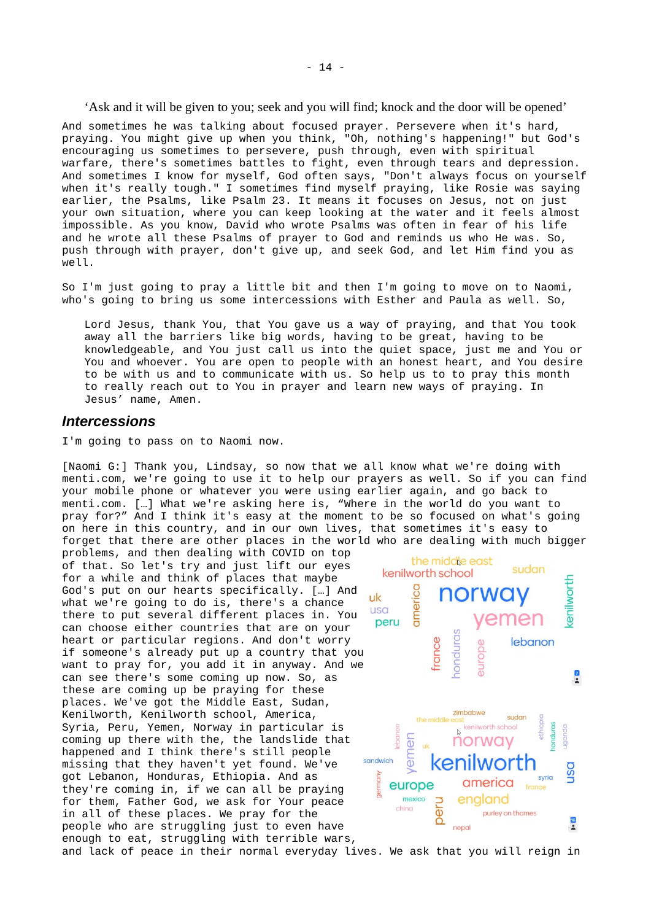‘Ask and it will be given to you; seek and you will find; knock and the door will be opened’

And sometimes he was talking about focused prayer. Persevere when it's hard, praying. You might give up when you think, "Oh, nothing's happening!" but God's encouraging us sometimes to persevere, push through, even with spiritual warfare, there's sometimes battles to fight, even through tears and depression. And sometimes I know for myself, God often says, "Don't always focus on yourself when it's really tough." I sometimes find myself praying, like Rosie was saying earlier, the Psalms, like Psalm 23. It means it focuses on Jesus, not on just your own situation, where you can keep looking at the water and it feels almost impossible. As you know, David who wrote Psalms was often in fear of his life and he wrote all these Psalms of prayer to God and reminds us who He was. So, push through with prayer, don't give up, and seek God, and let Him find you as well.

So I'm just going to pray a little bit and then I'm going to move on to Naomi, who's going to bring us some intercessions with Esther and Paula as well. So,

> Lord Jesus, thank You, that You gave us a way of praying, and that You took away all the barriers like big words, having to be great, having to be knowledgeable, and You just call us into the quiet space, just me and You or You and whoever. You are open to people with an honest heart, and You desire to be with us and to communicate with us. So help us to to pray this month to really reach out to You in prayer and learn new ways of praying. In Jesus’ name, Amen.

## *Intercessions*

I'm going to pass on to Naomi now.

[Naomi G:] Thank you, Lindsay, so now that we all know what we're doing with menti.com, we're going to use it to help our prayers as well. So if you can find your mobile phone or whatever you were using earlier again, and go back to menti.com. […] What we're asking here is, “Where in the world do you want to pray for?” And I think it's easy at the moment to be so focused on what's going on here in this country, and in our own lives, that sometimes it's easy to forget that there are other places in the world who are dealing with much bigger problems, and then dealing with COVID on top of that. So let's try and just lift our eyes for a while and think of places that maybe God's put on our hearts specifically. […] And what we're going to do is, there's a chance there to put several different places in. You can choose either countries that are on your heart or particular regions. And don't worry if someone's already put up a country that you want to pray for, you add it in anyway. And we can see there's some coming up now. So, as these are coming up we'll be praying for these places. We've got the Middle East, Sudan, Kenilworth, Kenilworth school, America, Syria, Peru, Yemen, Norway in particular is coming up there with the, the landslide that happened and I think there's still people missing that they haven't yet found. We've got Lebanon, Honduras, Ethiopia. And as they're coming in, if we can all be praying for them, Father God, we ask for Your peace in all of these places. We pray for the people who are struggling just to even have enough to eat, struggling with terrible wars, and lack of peace in their normal everyday lives. We ask that you will reign in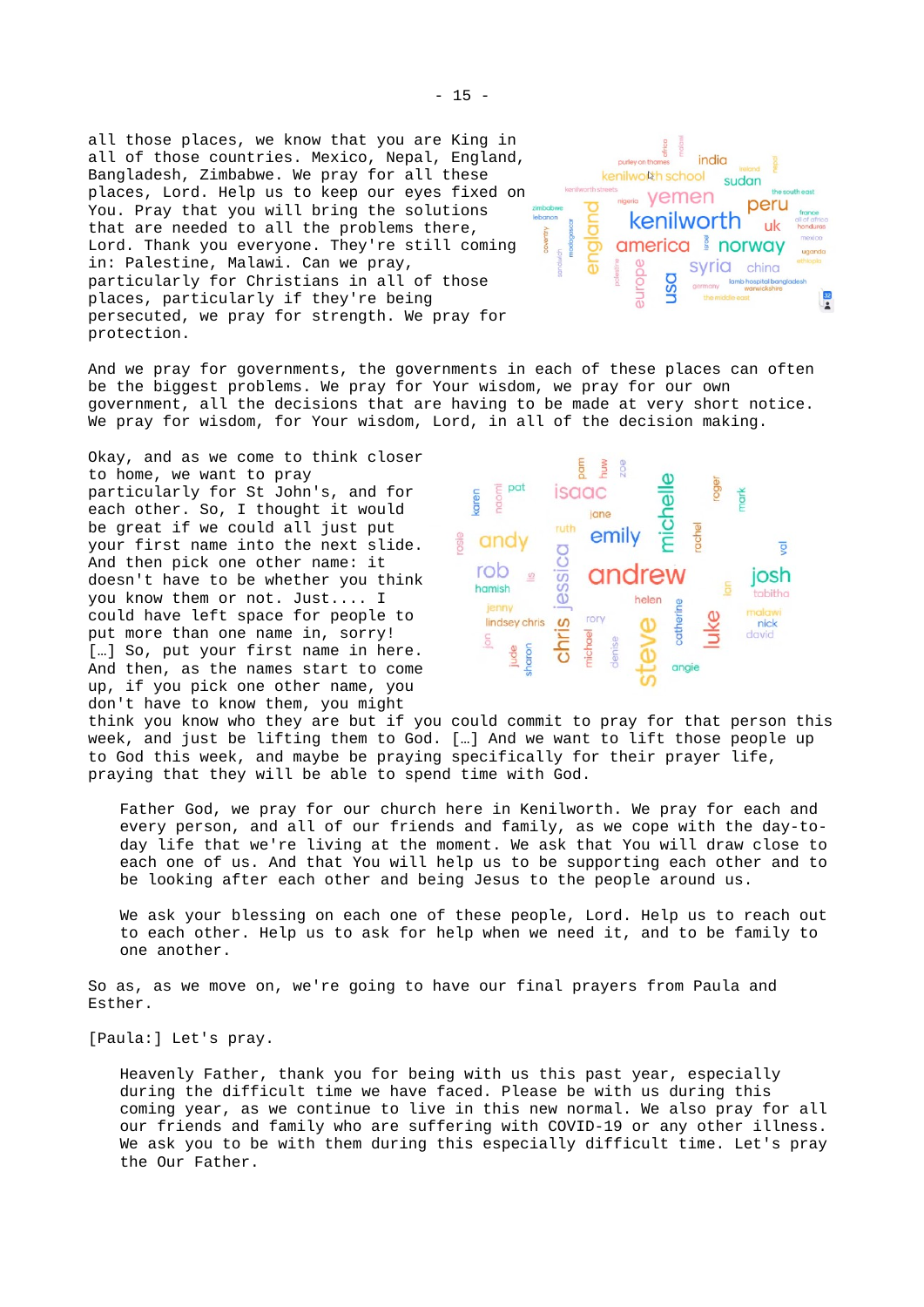all those places, we know that you are King in all of those countries. Mexico, Nepal, England, Bangladesh, Zimbabwe. We pray for all these places, Lord. Help us to keep our eyes fixed on You. Pray that you will bring the solutions that are needed to all the problems there, Lord. Thank you everyone. They're still coming in: Palestine, Malawi. Can we pray, particularly for Christians in all of those places, particularly if they're being persecuted, we pray for strength. We pray for protection.

And we pray for governments, the governments in each of these places can often be the biggest problems. We pray for Your wisdom, we pray for our own government, all the decisions that are having to be made at very short notice. We pray for wisdom, for Your wisdom, Lord, in all of the decision making.

Okay, and as we come to think closer to home, we want to pray particularly for St John's, and for each other. So, I thought it would be great if we could all just put your first name into the next slide. And then pick one other name: it doesn't have to be whether you think you know them or not. Just.... I could have left space for people to put more than one name in, sorry! […] So, put your first name in here. And then, as the names start to come up, if you pick one other name, you don't have to know them, you might think you know who they are but if you could commit to pray for that person this week, and just be lifting them to God. […] And we want to lift those people up to God this week, and maybe be praying specifically for their prayer life, praying that they will be able to spend time with God.

> Father God, we pray for our church here in Kenilworth. We pray for each and every person, and all of our friends and family, as we cope with the day-to-day life that we're living at the moment. We ask that You will draw close to each one of us. And that You will help us to be supporting each other and to be looking after each other and being Jesus to the people around us.
>
> We ask your blessing on each one of these people, Lord. Help us to reach out to each other. Help us to ask for help when we need it, and to be family to one another.

So as, as we move on, we're going to have our final prayers from Paula and Esther.

[Paula:] Let's pray.

> Heavenly Father, thank you for being with us this past year, especially during the difficult time we have faced. Please be with us during this coming year, as we continue to live in this new normal. We also pray for all our friends and family who are suffering with COVID-19 or any other illness. We ask you to be with them during this especially difficult time. Let's pray the Our Father.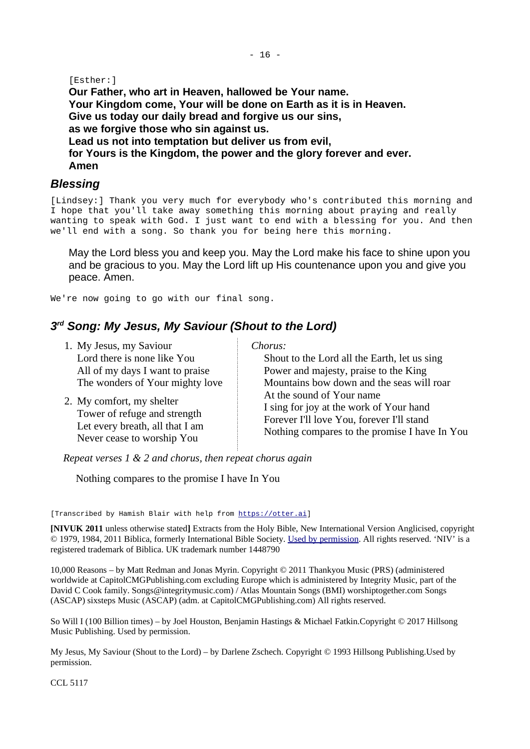[Esther:]

**Our Father, who art in Heaven, hallowed be Your name.**
**Your Kingdom come, Your will be done on Earth as it is in Heaven.**
**Give us today our daily bread and forgive us our sins,**
**as we forgive those who sin against us.**
**Lead us not into temptation but deliver us from evil,**
**for Yours is the Kingdom, the power and the glory forever and ever.**
**Amen**

## *Blessing*

[Lindsey:] Thank you very much for everybody who's contributed this morning and I hope that you'll take away something this morning about praying and really wanting to speak with God. I just want to end with a blessing for you. And then we'll end with a song. So thank you for being here this morning.

> May the Lord bless you and keep you. May the Lord make his face to shine upon you and be gracious to you. May the Lord lift up His countenance upon you and give you peace. Amen.

We're now going to go with our final song.

## *3rd Song: My Jesus, My Saviour (Shout to the Lord)*

1. My Jesus, my Saviour
   Lord there is none like You
   All of my days I want to praise
   The wonders of Your mighty love

2. My comfort, my shelter
   Tower of refuge and strength
   Let every breath, all that I am
   Never cease to worship You

*Chorus:*

Shout to the Lord all the Earth, let us sing
Power and majesty, praise to the King
Mountains bow down and the seas will roar
At the sound of Your name
I sing for joy at the work of Your hand
Forever I'll love You, forever I'll stand
Nothing compares to the promise I have In You

*Repeat verses 1 & 2 and chorus, then repeat chorus again*

Nothing compares to the promise I have In You

[Transcribed by Hamish Blair with help from https://otter.ai]

**[NIVUK 2011** unless otherwise stated**]** Extracts from the Holy Bible, New International Version Anglicised, copyright © 1979, 1984, 2011 Biblica, formerly International Bible Society. Used by permission. All rights reserved. 'NIV' is a registered trademark of Biblica. UK trademark number 1448790

10,000 Reasons – by Matt Redman and Jonas Myrin. Copyright © 2011 Thankyou Music (PRS) (administered worldwide at CapitolCMGPublishing.com excluding Europe which is administered by Integrity Music, part of the David C Cook family. Songs@integritymusic.com) / Atlas Mountain Songs (BMI) worshiptogether.com Songs (ASCAP) sixsteps Music (ASCAP) (adm. at CapitolCMGPublishing.com) All rights reserved.

So Will I (100 Billion times) – by Joel Houston, Benjamin Hastings & Michael Fatkin.Copyright © 2017 Hillsong Music Publishing. Used by permission.

My Jesus, My Saviour (Shout to the Lord) – by Darlene Zschech. Copyright © 1993 Hillsong Publishing.Used by permission.

CCL 5117